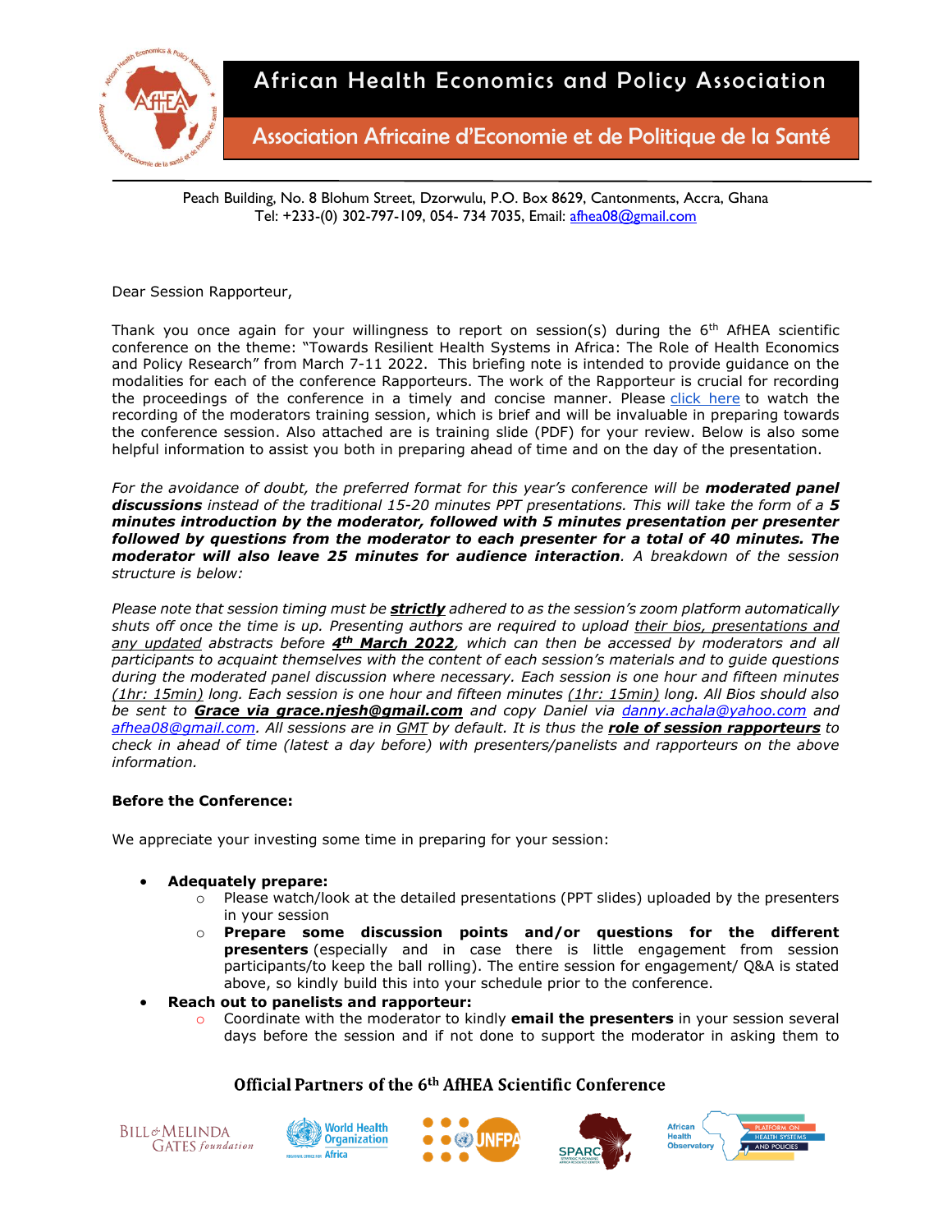# African Health Economics and Policy Association

## Association Africaine d'Economie et de Politique de la Santé

Peach Building, No. 8 Blohum Street, Dzorwulu, P.O. Box 8629, Cantonments, Accra, Ghana
Tel: +233-(0) 302-797-109, 054- 734 7035, Email: afhea08@gmail.com

Dear Session Rapporteur,

Thank you once again for your willingness to report on session(s) during the 6th AfHEA scientific conference on the theme: "Towards Resilient Health Systems in Africa: The Role of Health Economics and Policy Research" from March 7-11 2022. This briefing note is intended to provide guidance on the modalities for each of the conference Rapporteurs. The work of the Rapporteur is crucial for recording the proceedings of the conference in a timely and concise manner. Please click here to watch the recording of the moderators training session, which is brief and will be invaluable in preparing towards the conference session. Also attached are is training slide (PDF) for your review. Below is also some helpful information to assist you both in preparing ahead of time and on the day of the presentation.

*For the avoidance of doubt, the preferred format for this year's conference will be **moderated panel discussions** instead of the traditional 15-20 minutes PPT presentations. This will take the form of a **5 minutes introduction by the moderator, followed with 5 minutes presentation per presenter followed by questions from the moderator to each presenter for a total of 40 minutes. The moderator will also leave 25 minutes for audience interaction**. A breakdown of the session structure is below:*

*Please note that session timing must be **strictly** adhered to as the session's zoom platform automatically shuts off once the time is up. Presenting authors are required to upload their bios, presentations and any updated abstracts before **4th March 2022**, which can then be accessed by moderators and all participants to acquaint themselves with the content of each session's materials and to guide questions during the moderated panel discussion where necessary. Each session is one hour and fifteen minutes (1hr: 15min) long. Each session is one hour and fifteen minutes (1hr: 15min) long. All Bios should also be sent to **Grace via grace.njesh@gmail.com** and copy Daniel via danny.achala@yahoo.com and afhea08@gmail.com. All sessions are in GMT by default. It is thus the **role of session rapporteurs** to check in ahead of time (latest a day before) with presenters/panelists and rapporteurs on the above information.*

**Before the Conference:**

We appreciate your investing some time in preparing for your session:

- **Adequately prepare:**
  - Please watch/look at the detailed presentations (PPT slides) uploaded by the presenters in your session
  - **Prepare some discussion points and/or questions for the different presenters** (especially and in case there is little engagement from session participants/to keep the ball rolling). The entire session for engagement/ Q&A is stated above, so kindly build this into your schedule prior to the conference.
- **Reach out to panelists and rapporteur:**
  - Coordinate with the moderator to kindly **email the presenters** in your session several days before the session and if not done to support the moderator in asking them to

**Official Partners of the 6th AfHEA Scientific Conference**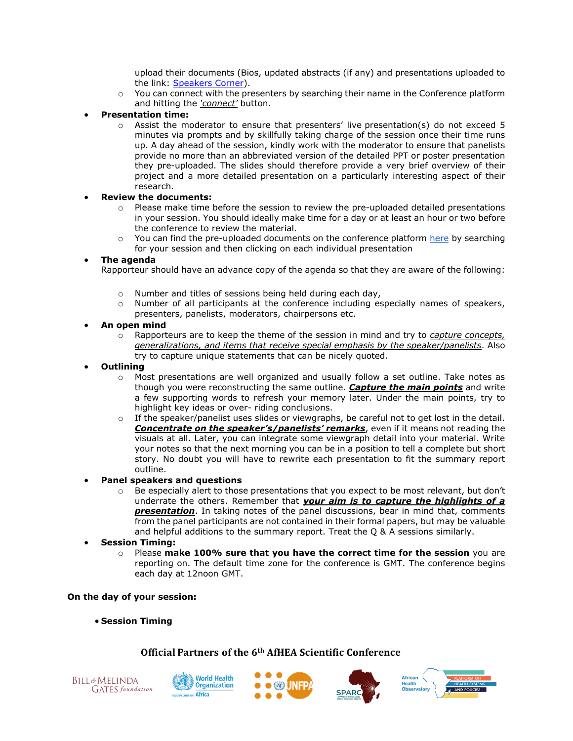upload their documents (Bios, updated abstracts (if any) and presentations uploaded to the link: [Speakers Corner](#)).
    - You can connect with the presenters by searching their name in the Conference platform and hitting the *'connect'* button.

- **Presentation time:**
    - Assist the moderator to ensure that presenters' live presentation(s) do not exceed 5 minutes via prompts and by skillfully taking charge of the session once their time runs up. A day ahead of the session, kindly work with the moderator to ensure that panelists provide no more than an abbreviated version of the detailed PPT or poster presentation they pre-uploaded. The slides should therefore provide a very brief overview of their project and a more detailed presentation on a particularly interesting aspect of their research.
- **Review the documents:**
    - Please make time before the session to review the pre-uploaded detailed presentations in your session. You should ideally make time for a day or at least an hour or two before the conference to review the material.
    - You can find the pre-uploaded documents on the conference platform [here](#) by searching for your session and then clicking on each individual presentation
- **The agenda**

  Rapporteur should have an advance copy of the agenda so that they are aware of the following:

    - Number and titles of sessions being held during each day,
    - Number of all participants at the conference including especially names of speakers, presenters, panelists, moderators, chairpersons etc.
- **An open mind**
    - Rapporteurs are to keep the theme of the session in mind and try to *capture concepts, generalizations, and items that receive special emphasis by the speaker/panelists*. Also try to capture unique statements that can be nicely quoted.
- **Outlining**
    - Most presentations are well organized and usually follow a set outline. Take notes as though you were reconstructing the same outline. ***Capture the main points*** and write a few supporting words to refresh your memory later. Under the main points, try to highlight key ideas or over- riding conclusions.
    - If the speaker/panelist uses slides or viewgraphs, be careful not to get lost in the detail. ***Concentrate on the speaker's/panelists' remarks***, even if it means not reading the visuals at all. Later, you can integrate some viewgraph detail into your material. Write your notes so that the next morning you can be in a position to tell a complete but short story. No doubt you will have to rewrite each presentation to fit the summary report outline.
- **Panel speakers and questions**
    - Be especially alert to those presentations that you expect to be most relevant, but don't underrate the others. Remember that ***your aim is to capture the highlights of a presentation***. In taking notes of the panel discussions, bear in mind that, comments from the panel participants are not contained in their formal papers, but may be valuable and helpful additions to the summary report. Treat the Q & A sessions similarly.
- **Session Timing:**
    - Please **make 100% sure that you have the correct time for the session** you are reporting on. The default time zone for the conference is GMT. The conference begins each day at 12noon GMT.

**On the day of your session:**

- **Session Timing**

**Official Partners of the 6th AfHEA Scientific Conference**

Bill & Melinda Gates foundation · World Health Organization Regional Office for Africa · UNFPA · SPARC · African Health Observatory Platform on Health Systems and Policies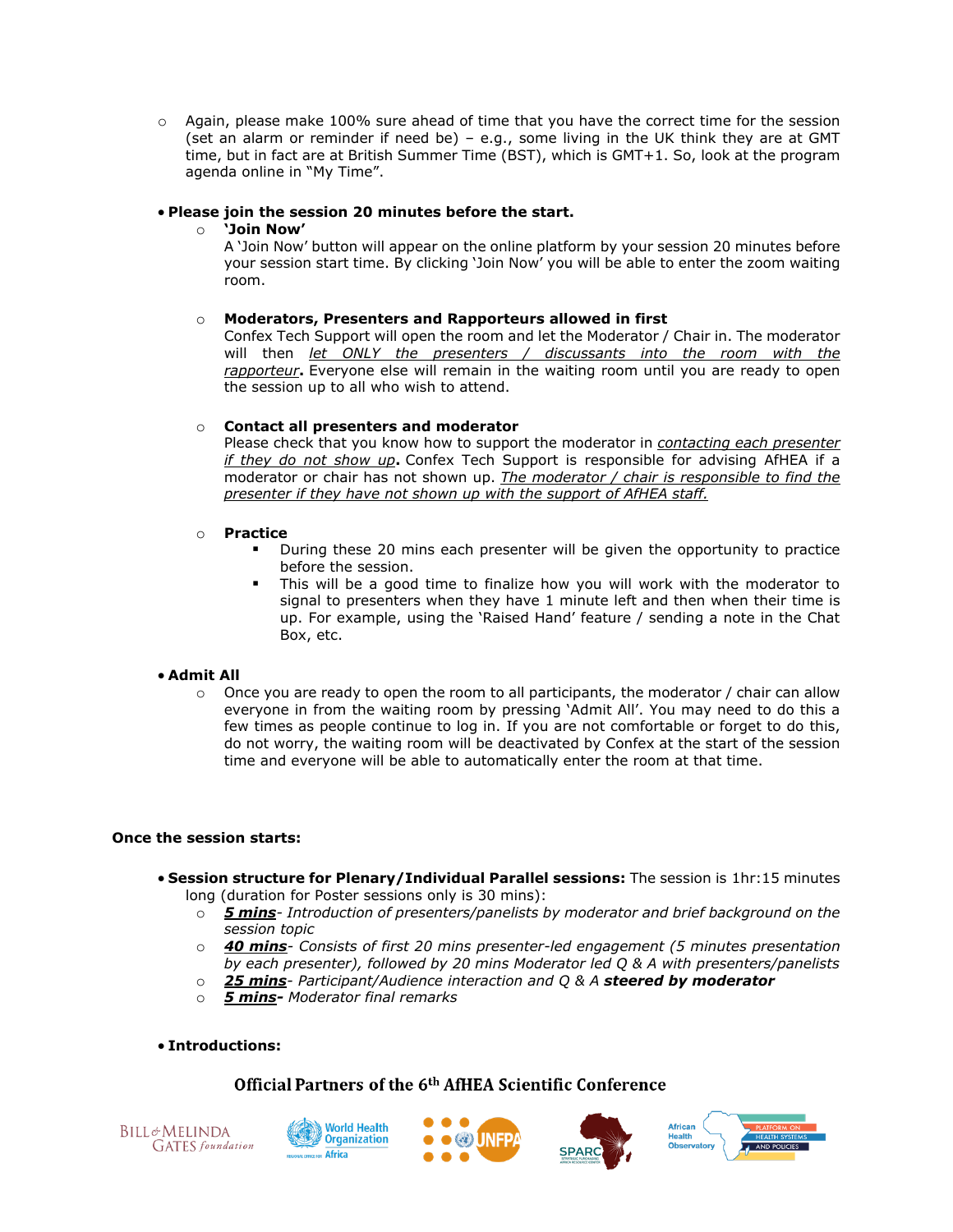- Again, please make 100% sure ahead of time that you have the correct time for the session (set an alarm or reminder if need be) – e.g., some living in the UK think they are at GMT time, but in fact are at British Summer Time (BST), which is GMT+1. So, look at the program agenda online in "My Time".

- **Please join the session 20 minutes before the start.**
  - **'Join Now'**
    A 'Join Now' button will appear on the online platform by your session 20 minutes before your session start time. By clicking 'Join Now' you will be able to enter the zoom waiting room.

  - **Moderators, Presenters and Rapporteurs allowed in first**
    Confex Tech Support will open the room and let the Moderator / Chair in. The moderator will then _let ONLY the presenters / discussants into the room with the rapporteur_**.** Everyone else will remain in the waiting room until you are ready to open the session up to all who wish to attend.

  - **Contact all presenters and moderator**
    Please check that you know how to support the moderator in _contacting each presenter if they do not show up_**.** Confex Tech Support is responsible for advising AfHEA if a moderator or chair has not shown up. _The moderator / chair is responsible to find the presenter if they have not shown up with the support of AfHEA staff._

  - **Practice**
    - During these 20 mins each presenter will be given the opportunity to practice before the session.
    - This will be a good time to finalize how you will work with the moderator to signal to presenters when they have 1 minute left and then when their time is up. For example, using the 'Raised Hand' feature / sending a note in the Chat Box, etc.

- **Admit All**
  - Once you are ready to open the room to all participants, the moderator / chair can allow everyone in from the waiting room by pressing 'Admit All'. You may need to do this a few times as people continue to log in. If you are not comfortable or forget to do this, do not worry, the waiting room will be deactivated by Confex at the start of the session time and everyone will be able to automatically enter the room at that time.

**Once the session starts:**

- **Session structure for Plenary/Individual Parallel sessions:** The session is 1hr:15 minutes long (duration for Poster sessions only is 30 mins):
  - ***5 mins***- *Introduction of presenters/panelists by moderator and brief background on the session topic*
  - ***40 mins***- *Consists of first 20 mins presenter-led engagement (5 minutes presentation by each presenter), followed by 20 mins Moderator led Q & A with presenters/panelists*
  - ***25 mins***- *Participant/Audience interaction and Q & A* ***steered by moderator***
  - ***5 mins-*** *Moderator final remarks*

- **Introductions:**

Official Partners of the 6th AfHEA Scientific Conference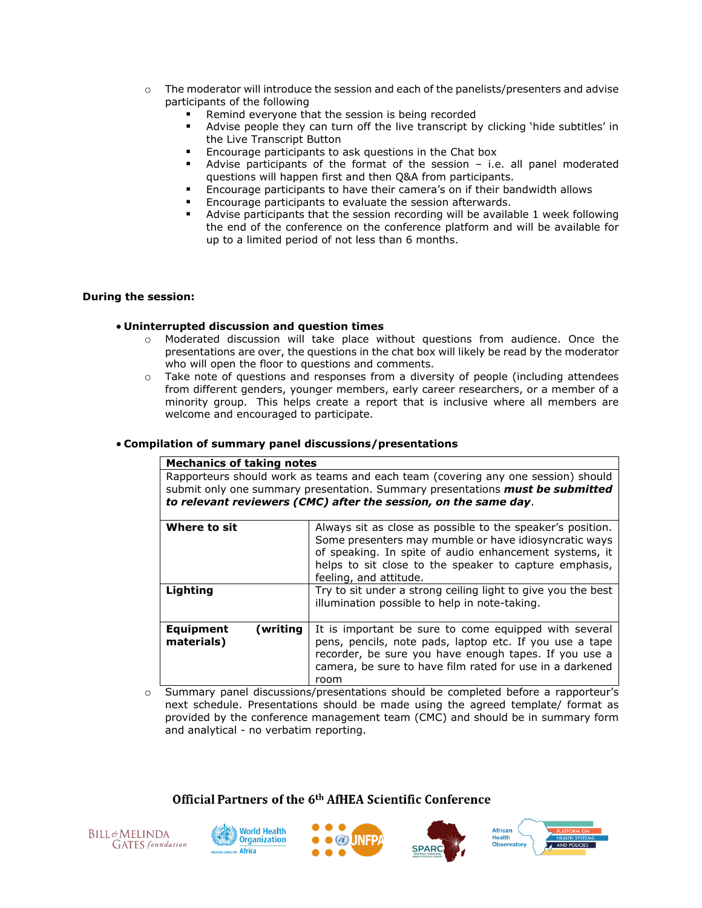- The moderator will introduce the session and each of the panelists/presenters and advise participants of the following
  - Remind everyone that the session is being recorded
  - Advise people they can turn off the live transcript by clicking 'hide subtitles' in the Live Transcript Button
  - Encourage participants to ask questions in the Chat box
  - Advise participants of the format of the session – i.e. all panel moderated questions will happen first and then Q&A from participants.
  - Encourage participants to have their camera's on if their bandwidth allows
  - Encourage participants to evaluate the session afterwards.
  - Advise participants that the session recording will be available 1 week following the end of the conference on the conference platform and will be available for up to a limited period of not less than 6 months.

**During the session:**

- **Uninterrupted discussion and question times**
  - Moderated discussion will take place without questions from audience. Once the presentations are over, the questions in the chat box will likely be read by the moderator who will open the floor to questions and comments.
  - Take note of questions and responses from a diversity of people (including attendees from different genders, younger members, early career researchers, or a member of a minority group. This helps create a report that is inclusive where all members are welcome and encouraged to participate.

- **Compilation of summary panel discussions/presentations**

| **Mechanics of taking notes** | |
|---|---|
| Rapporteurs should work as teams and each team (covering any one session) should submit only one summary presentation. Summary presentations ***must be submitted to relevant reviewers (CMC) after the session, on the same day***. | |
| **Where to sit** | Always sit as close as possible to the speaker's position. Some presenters may mumble or have idiosyncratic ways of speaking. In spite of audio enhancement systems, it helps to sit close to the speaker to capture emphasis, feeling, and attitude. |
| **Lighting** | Try to sit under a strong ceiling light to give you the best illumination possible to help in note-taking. |
| **Equipment (writing materials)** | It is important be sure to come equipped with several pens, pencils, note pads, laptop etc. If you use a tape recorder, be sure you have enough tapes. If you use a camera, be sure to have film rated for use in a darkened room |

  - Summary panel discussions/presentations should be completed before a rapporteur's next schedule. Presentations should be made using the agreed template/ format as provided by the conference management team (CMC) and should be in summary form and analytical - no verbatim reporting.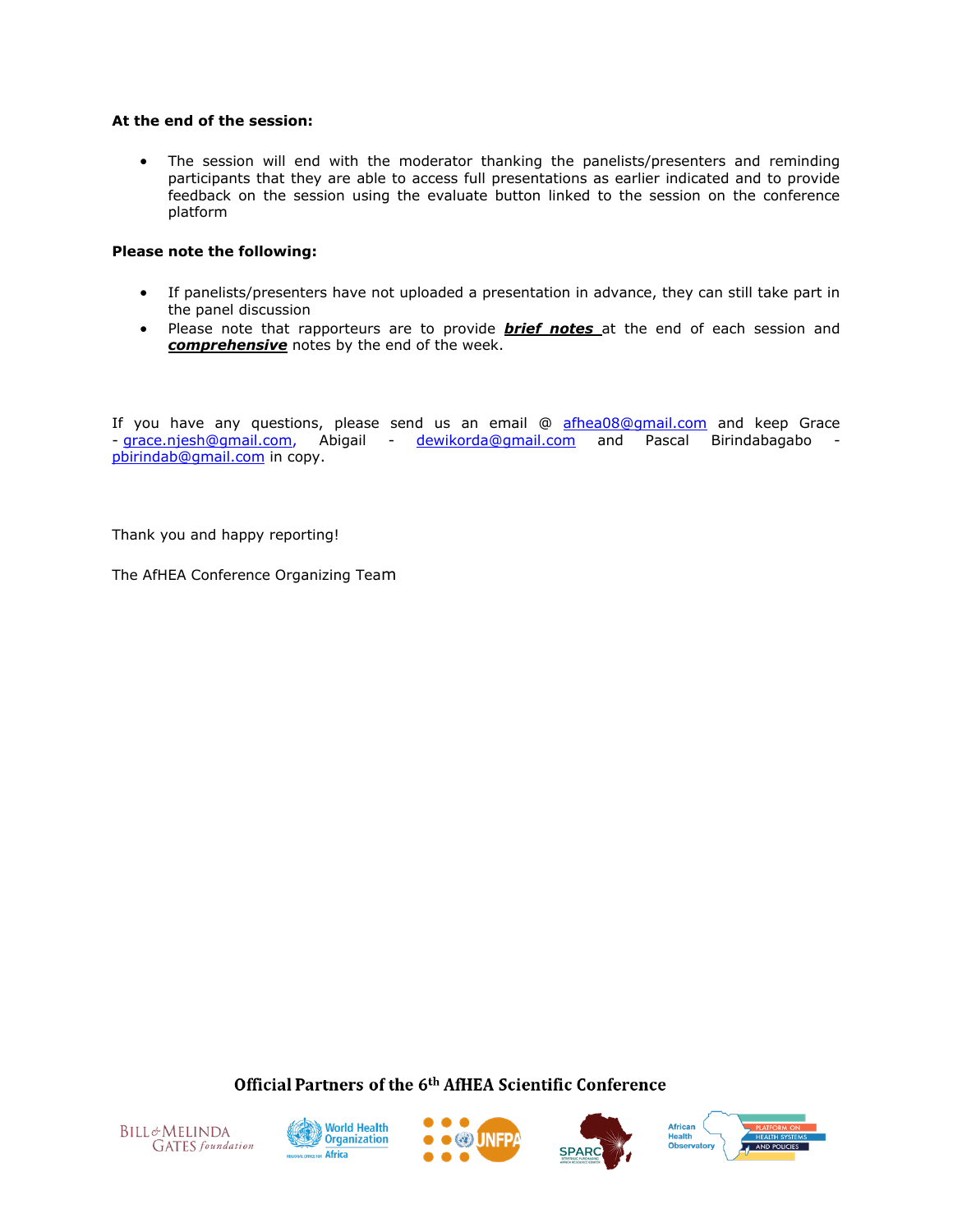**At the end of the session:**

- The session will end with the moderator thanking the panelists/presenters and reminding participants that they are able to access full presentations as earlier indicated and to provide feedback on the session using the evaluate button linked to the session on the conference platform

**Please note the following:**

- If panelists/presenters have not uploaded a presentation in advance, they can still take part in the panel discussion
- Please note that rapporteurs are to provide ***brief notes*** at the end of each session and ***comprehensive*** notes by the end of the week.

If you have any questions, please send us an email @ afhea08@gmail.com and keep Grace - grace.njesh@gmail.com, Abigail - dewikorda@gmail.com and Pascal Birindabagabo - pbirindab@gmail.com in copy.

Thank you and happy reporting!

The AfHEA Conference Organizing Team

**Official Partners of the 6th AfHEA Scientific Conference**

BILL & MELINDA GATES foundation

World Health Organization Regional Office for Africa

UNFPA

SPARC

African Health Observatory PLATFORM ON HEALTH SYSTEMS AND POLICIES